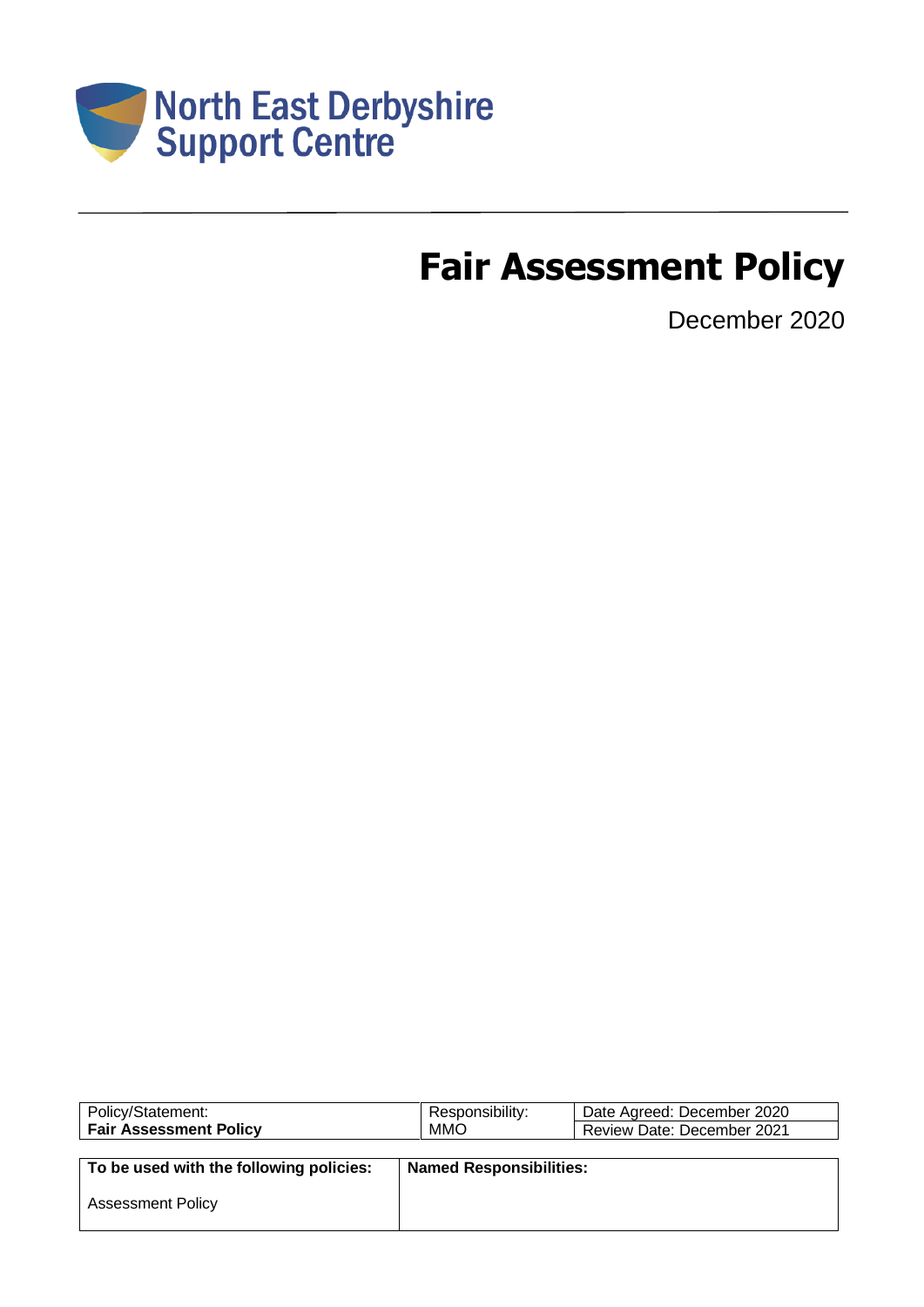North East Derbyshire
Support Centre

# Fair Assessment Policy

December 2020

| Policy/Statement: **Fair Assessment Policy** | Responsibility: MMO | Date Agreed: December 2020 / Review Date: December 2021 |
|---|---|---|

| **To be used with the following policies:** | **Named Responsibilities:** |
|---|---|
| Assessment Policy | |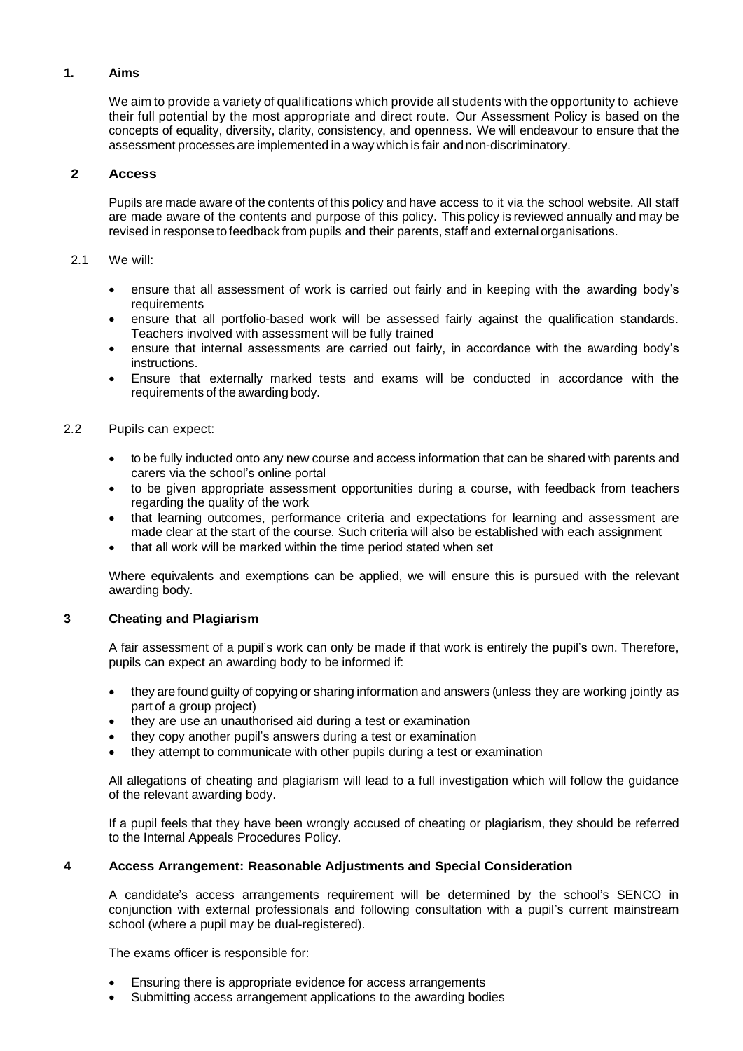## 1. Aims

We aim to provide a variety of qualifications which provide all students with the opportunity to achieve their full potential by the most appropriate and direct route. Our Assessment Policy is based on the concepts of equality, diversity, clarity, consistency, and openness. We will endeavour to ensure that the assessment processes are implemented in a way which is fair and non-discriminatory.

## 2 Access

Pupils are made aware of the contents of this policy and have access to it via the school website. All staff are made aware of the contents and purpose of this policy. This policy is reviewed annually and may be revised in response to feedback from pupils and their parents, staff and external organisations.

2.1 We will:

- ensure that all assessment of work is carried out fairly and in keeping with the awarding body's requirements
- ensure that all portfolio-based work will be assessed fairly against the qualification standards. Teachers involved with assessment will be fully trained
- ensure that internal assessments are carried out fairly, in accordance with the awarding body's instructions.
- Ensure that externally marked tests and exams will be conducted in accordance with the requirements of the awarding body.

2.2 Pupils can expect:

- to be fully inducted onto any new course and access information that can be shared with parents and carers via the school's online portal
- to be given appropriate assessment opportunities during a course, with feedback from teachers regarding the quality of the work
- that learning outcomes, performance criteria and expectations for learning and assessment are made clear at the start of the course. Such criteria will also be established with each assignment
- that all work will be marked within the time period stated when set

Where equivalents and exemptions can be applied, we will ensure this is pursued with the relevant awarding body.

## 3 Cheating and Plagiarism

A fair assessment of a pupil's work can only be made if that work is entirely the pupil's own. Therefore, pupils can expect an awarding body to be informed if:

- they are found guilty of copying or sharing information and answers (unless they are working jointly as part of a group project)
- they are use an unauthorised aid during a test or examination
- they copy another pupil's answers during a test or examination
- they attempt to communicate with other pupils during a test or examination

All allegations of cheating and plagiarism will lead to a full investigation which will follow the guidance of the relevant awarding body.

If a pupil feels that they have been wrongly accused of cheating or plagiarism, they should be referred to the Internal Appeals Procedures Policy.

## 4 Access Arrangement: Reasonable Adjustments and Special Consideration

A candidate's access arrangements requirement will be determined by the school's SENCO in conjunction with external professionals and following consultation with a pupil's current mainstream school (where a pupil may be dual-registered).

The exams officer is responsible for:

- Ensuring there is appropriate evidence for access arrangements
- Submitting access arrangement applications to the awarding bodies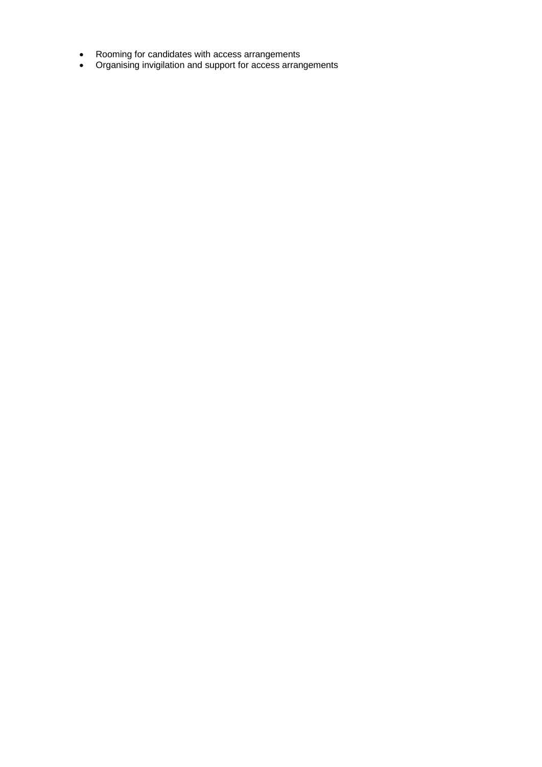- Rooming for candidates with access arrangements
- Organising invigilation and support for access arrangements